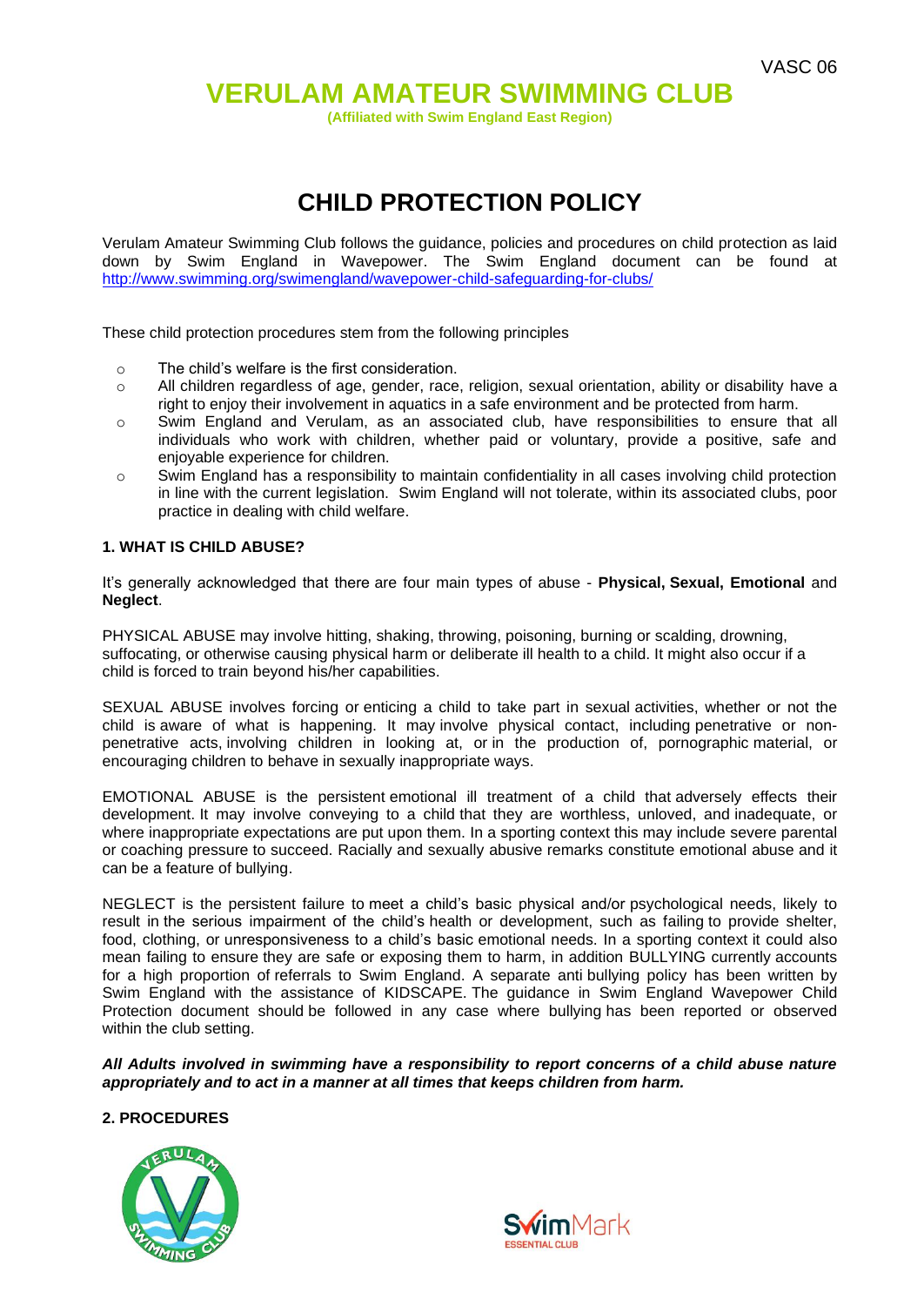VASC 06

# VERULAM AMATEUR SWIMMING CLUB

**(Affiliated with Swim England East Region)**

## CHILD PROTECTION POLICY

Verulam Amateur Swimming Club follows the guidance, policies and procedures on child protection as laid down by Swim England in Wavepower. The Swim England document can be found at http://www.swimming.org/swimengland/wavepower-child-safeguarding-for-clubs/

These child protection procedures stem from the following principles

- The child's welfare is the first consideration.
- All children regardless of age, gender, race, religion, sexual orientation, ability or disability have a right to enjoy their involvement in aquatics in a safe environment and be protected from harm.
- Swim England and Verulam, as an associated club, have responsibilities to ensure that all individuals who work with children, whether paid or voluntary, provide a positive, safe and enjoyable experience for children.
- Swim England has a responsibility to maintain confidentiality in all cases involving child protection in line with the current legislation. Swim England will not tolerate, within its associated clubs, poor practice in dealing with child welfare.

### 1. WHAT IS CHILD ABUSE?

It's generally acknowledged that there are four main types of abuse - **Physical, Sexual, Emotional** and **Neglect**.

PHYSICAL ABUSE may involve hitting, shaking, throwing, poisoning, burning or scalding, drowning, suffocating, or otherwise causing physical harm or deliberate ill health to a child. It might also occur if a child is forced to train beyond his/her capabilities.

SEXUAL ABUSE involves forcing or enticing a child to take part in sexual activities, whether or not the child is aware of what is happening. It may involve physical contact, including penetrative or non-penetrative acts, involving children in looking at, or in the production of, pornographic material, or encouraging children to behave in sexually inappropriate ways.

EMOTIONAL ABUSE is the persistent emotional ill treatment of a child that adversely effects their development. It may involve conveying to a child that they are worthless, unloved, and inadequate, or where inappropriate expectations are put upon them. In a sporting context this may include severe parental or coaching pressure to succeed. Racially and sexually abusive remarks constitute emotional abuse and it can be a feature of bullying.

NEGLECT is the persistent failure to meet a child's basic physical and/or psychological needs, likely to result in the serious impairment of the child's health or development, such as failing to provide shelter, food, clothing, or unresponsiveness to a child's basic emotional needs. In a sporting context it could also mean failing to ensure they are safe or exposing them to harm, in addition BULLYING currently accounts for a high proportion of referrals to Swim England. A separate anti bullying policy has been written by Swim England with the assistance of KIDSCAPE. The guidance in Swim England Wavepower Child Protection document should be followed in any case where bullying has been reported or observed within the club setting.

***All Adults involved in swimming have a responsibility to report concerns of a child abuse nature appropriately and to act in a manner at all times that keeps children from harm.***

### 2. PROCEDURES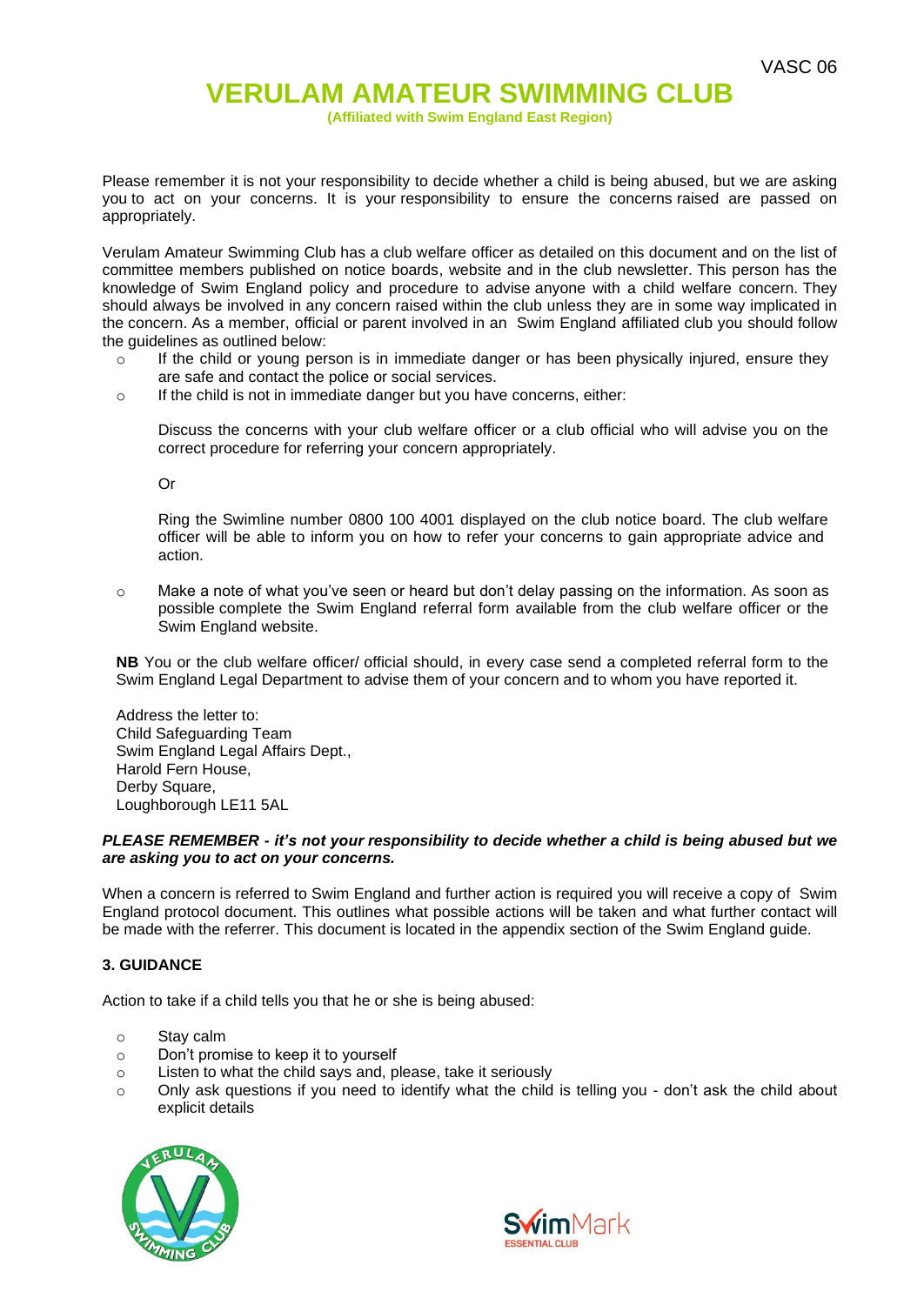Please remember it is not your responsibility to decide whether a child is being abused, but we are asking you to act on your concerns. It is your responsibility to ensure the concerns raised are passed on appropriately.

Verulam Amateur Swimming Club has a club welfare officer as detailed on this document and on the list of committee members published on notice boards, website and in the club newsletter. This person has the knowledge of Swim England policy and procedure to advise anyone with a child welfare concern. They should always be involved in any concern raised within the club unless they are in some way implicated in the concern. As a member, official or parent involved in an Swim England affiliated club you should follow the guidelines as outlined below:

- If the child or young person is in immediate danger or has been physically injured, ensure they are safe and contact the police or social services.
- If the child is not in immediate danger but you have concerns, either:

  Discuss the concerns with your club welfare officer or a club official who will advise you on the correct procedure for referring your concern appropriately.

  Or

  Ring the Swimline number 0800 100 4001 displayed on the club notice board. The club welfare officer will be able to inform you on how to refer your concerns to gain appropriate advice and action.

- Make a note of what you've seen or heard but don't delay passing on the information. As soon as possible complete the Swim England referral form available from the club welfare officer or the Swim England website.

**NB** You or the club welfare officer/ official should, in every case send a completed referral form to the Swim England Legal Department to advise them of your concern and to whom you have reported it.

Address the letter to:
Child Safeguarding Team
Swim England Legal Affairs Dept.,
Harold Fern House,
Derby Square,
Loughborough LE11 5AL

***PLEASE REMEMBER - it's not your responsibility to decide whether a child is being abused but we are asking you to act on your concerns.***

When a concern is referred to Swim England and further action is required you will receive a copy of Swim England protocol document. This outlines what possible actions will be taken and what further contact will be made with the referrer. This document is located in the appendix section of the Swim England guide.

### 3. GUIDANCE

Action to take if a child tells you that he or she is being abused:

- Stay calm
- Don't promise to keep it to yourself
- Listen to what the child says and, please, take it seriously
- Only ask questions if you need to identify what the child is telling you - don't ask the child about explicit details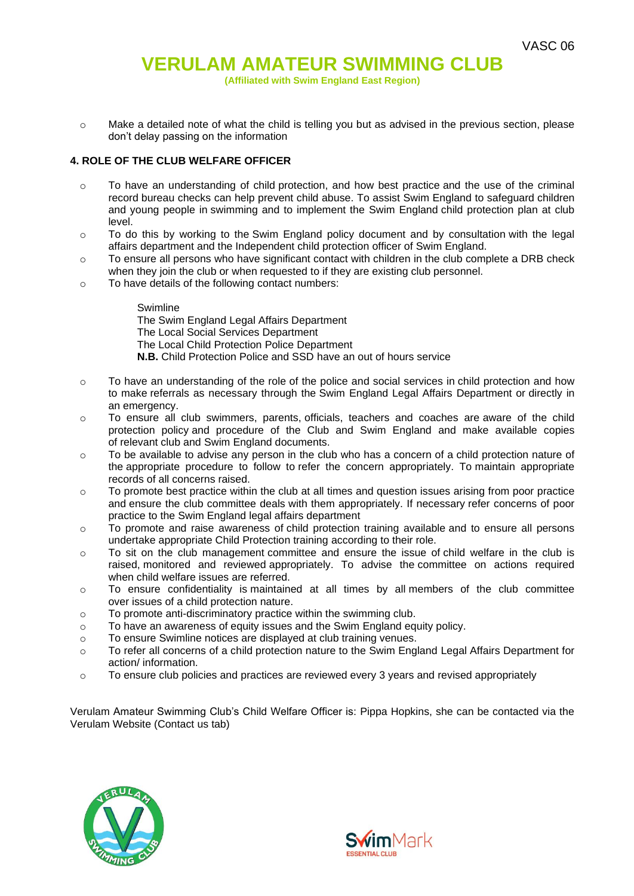- Make a detailed note of what the child is telling you but as advised in the previous section, please don't delay passing on the information

**4. ROLE OF THE CLUB WELFARE OFFICER**

- To have an understanding of child protection, and how best practice and the use of the criminal record bureau checks can help prevent child abuse. To assist Swim England to safeguard children and young people in swimming and to implement the Swim England child protection plan at club level.
- To do this by working to the Swim England policy document and by consultation with the legal affairs department and the Independent child protection officer of Swim England.
- To ensure all persons who have significant contact with children in the club complete a DRB check when they join the club or when requested to if they are existing club personnel.
- To have details of the following contact numbers:

  Swimline
  The Swim England Legal Affairs Department
  The Local Social Services Department
  The Local Child Protection Police Department
  **N.B.** Child Protection Police and SSD have an out of hours service

- To have an understanding of the role of the police and social services in child protection and how to make referrals as necessary through the Swim England Legal Affairs Department or directly in an emergency.
- To ensure all club swimmers, parents, officials, teachers and coaches are aware of the child protection policy and procedure of the Club and Swim England and make available copies of relevant club and Swim England documents.
- To be available to advise any person in the club who has a concern of a child protection nature of the appropriate procedure to follow to refer the concern appropriately. To maintain appropriate records of all concerns raised.
- To promote best practice within the club at all times and question issues arising from poor practice and ensure the club committee deals with them appropriately. If necessary refer concerns of poor practice to the Swim England legal affairs department
- To promote and raise awareness of child protection training available and to ensure all persons undertake appropriate Child Protection training according to their role.
- To sit on the club management committee and ensure the issue of child welfare in the club is raised, monitored and reviewed appropriately. To advise the committee on actions required when child welfare issues are referred.
- To ensure confidentiality is maintained at all times by all members of the club committee over issues of a child protection nature.
- To promote anti-discriminatory practice within the swimming club.
- To have an awareness of equity issues and the Swim England equity policy.
- To ensure Swimline notices are displayed at club training venues.
- To refer all concerns of a child protection nature to the Swim England Legal Affairs Department for action/ information.
- To ensure club policies and practices are reviewed every 3 years and revised appropriately

Verulam Amateur Swimming Club's Child Welfare Officer is: Pippa Hopkins, she can be contacted via the Verulam Website (Contact us tab)